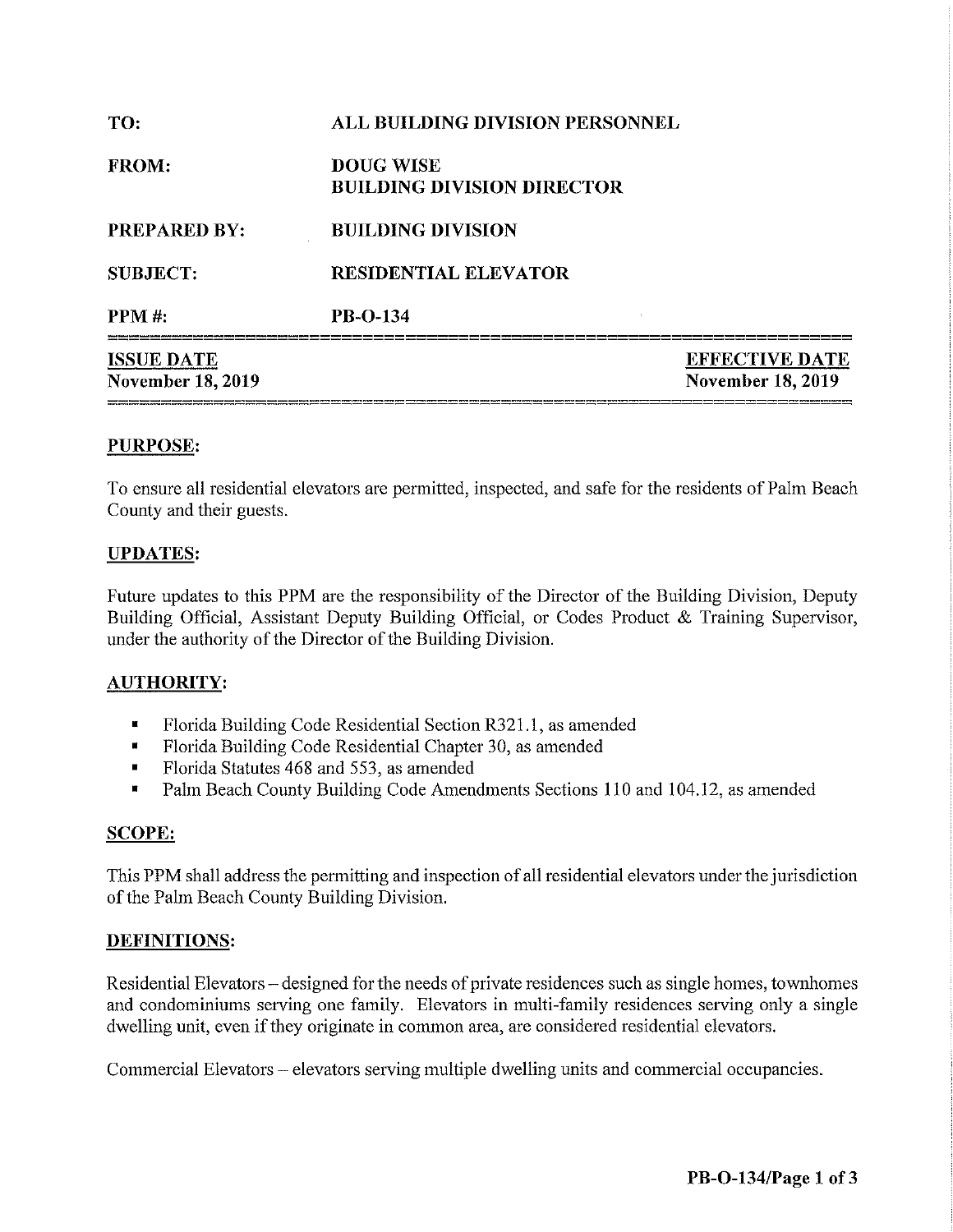**TO:** ALL BUILDING DIVISION PERSONNEL

**FROM:** DOUG WISE
BUILDING DIVISION DIRECTOR

**PREPARED BY:** BUILDING DIVISION

**SUBJECT:** RESIDENTIAL ELEVATOR

**PPM #:** PB-O-134

| **ISSUE DATE** | **EFFECTIVE DATE** |
|---|---|
| **November 18, 2019** | **November 18, 2019** |

## PURPOSE:

To ensure all residential elevators are permitted, inspected, and safe for the residents of Palm Beach County and their guests.

## UPDATES:

Future updates to this PPM are the responsibility of the Director of the Building Division, Deputy Building Official, Assistant Deputy Building Official, or Codes Product & Training Supervisor, under the authority of the Director of the Building Division.

## AUTHORITY:

- Florida Building Code Residential Section R321.1, as amended
- Florida Building Code Residential Chapter 30, as amended
- Florida Statutes 468 and 553, as amended
- Palm Beach County Building Code Amendments Sections 110 and 104.12, as amended

## SCOPE:

This PPM shall address the permitting and inspection of all residential elevators under the jurisdiction of the Palm Beach County Building Division.

## DEFINITIONS:

Residential Elevators – designed for the needs of private residences such as single homes, townhomes and condominiums serving one family. Elevators in multi-family residences serving only a single dwelling unit, even if they originate in common area, are considered residential elevators.

Commercial Elevators – elevators serving multiple dwelling units and commercial occupancies.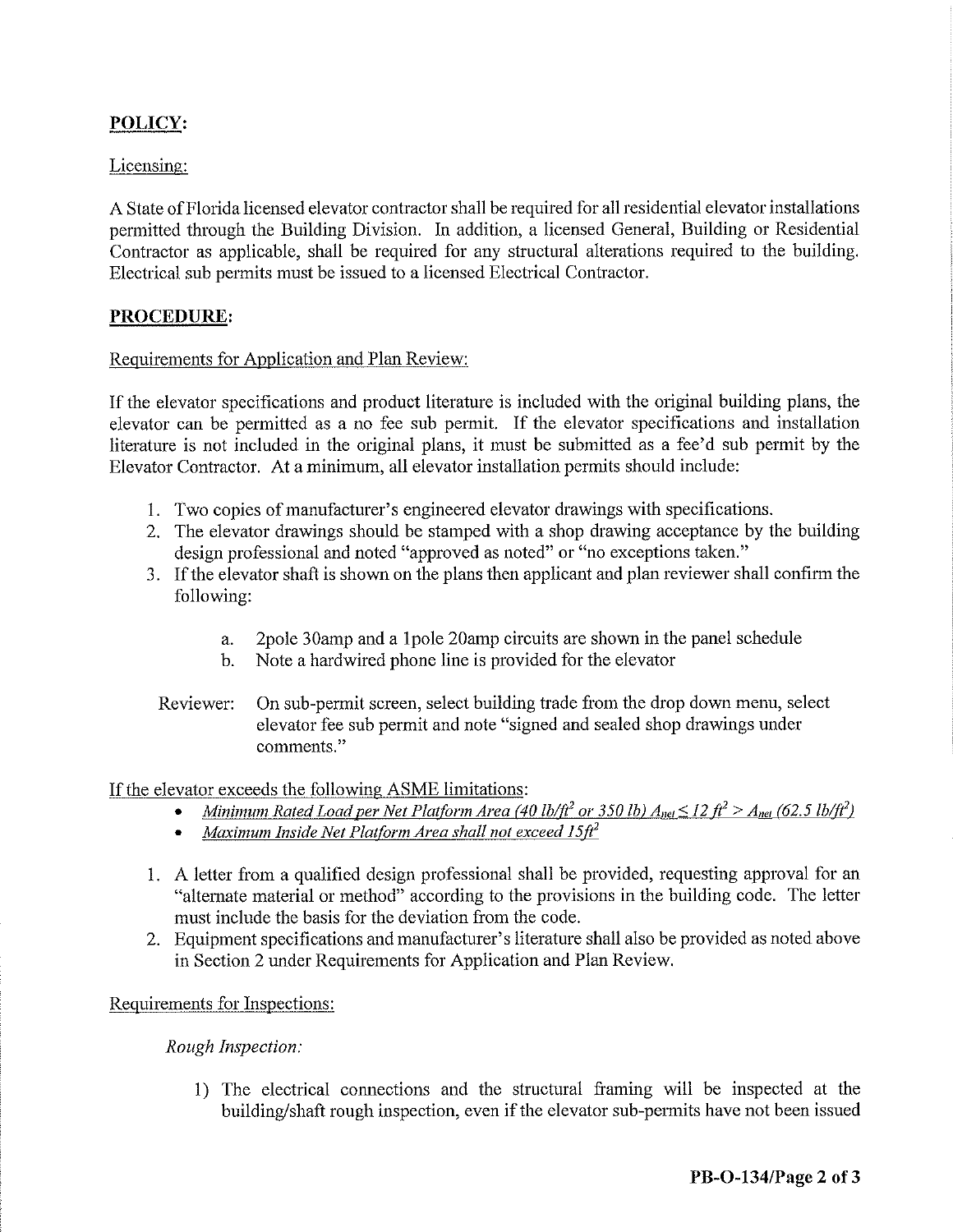## POLICY:

Licensing:

A State of Florida licensed elevator contractor shall be required for all residential elevator installations permitted through the Building Division. In addition, a licensed General, Building or Residential Contractor as applicable, shall be required for any structural alterations required to the building. Electrical sub permits must be issued to a licensed Electrical Contractor.

## PROCEDURE:

Requirements for Application and Plan Review:

If the elevator specifications and product literature is included with the original building plans, the elevator can be permitted as a no fee sub permit. If the elevator specifications and installation literature is not included in the original plans, it must be submitted as a fee'd sub permit by the Elevator Contractor. At a minimum, all elevator installation permits should include:

1. Two copies of manufacturer's engineered elevator drawings with specifications.
2. The elevator drawings should be stamped with a shop drawing acceptance by the building design professional and noted "approved as noted" or "no exceptions taken."
3. If the elevator shaft is shown on the plans then applicant and plan reviewer shall confirm the following:
   - a. 2pole 30amp and a 1pole 20amp circuits are shown in the panel schedule
   - b. Note a hardwired phone line is provided for the elevator

Reviewer: On sub-permit screen, select building trade from the drop down menu, select elevator fee sub permit and note "signed and sealed shop drawings under comments."

If the elevator exceeds the following ASME limitations:

- *Minimum Rated Load per Net Platform Area (40 lb/ft$^2$ or 350 lb) $A_{net} \leq 12$ ft$^2$ $> A_{net}$ (62.5 lb/ft$^2$)*
- *Maximum Inside Net Platform Area shall not exceed 15ft$^2$*

1. A letter from a qualified design professional shall be provided, requesting approval for an "alternate material or method" according to the provisions in the building code. The letter must include the basis for the deviation from the code.
2. Equipment specifications and manufacturer's literature shall also be provided as noted above in Section 2 under Requirements for Application and Plan Review.

Requirements for Inspections:

*Rough Inspection:*

1) The electrical connections and the structural framing will be inspected at the building/shaft rough inspection, even if the elevator sub-permits have not been issued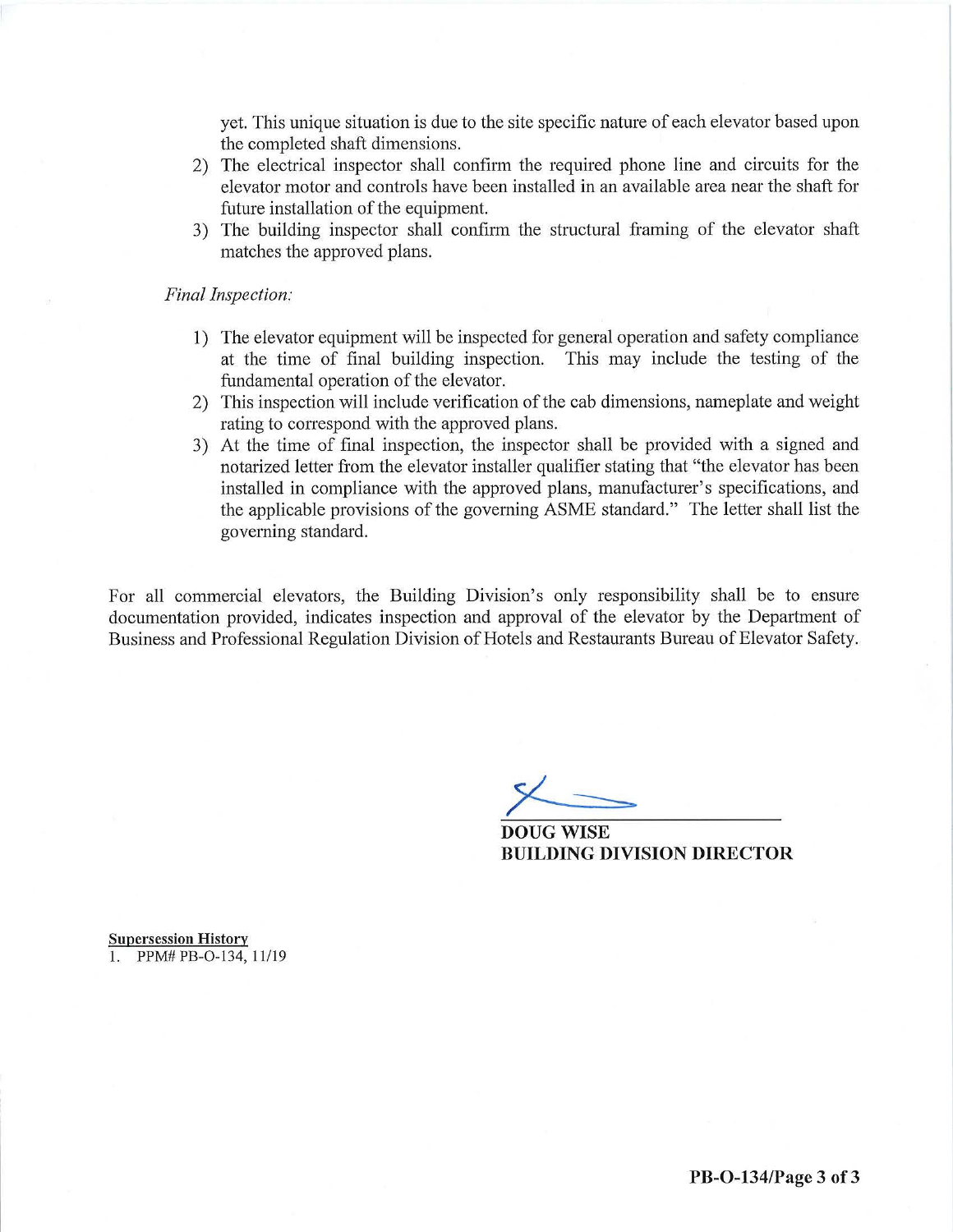yet. This unique situation is due to the site specific nature of each elevator based upon the completed shaft dimensions.

2) The electrical inspector shall confirm the required phone line and circuits for the elevator motor and controls have been installed in an available area near the shaft for future installation of the equipment.
3) The building inspector shall confirm the structural framing of the elevator shaft matches the approved plans.

*Final Inspection:*

1) The elevator equipment will be inspected for general operation and safety compliance at the time of final building inspection. This may include the testing of the fundamental operation of the elevator.
2) This inspection will include verification of the cab dimensions, nameplate and weight rating to correspond with the approved plans.
3) At the time of final inspection, the inspector shall be provided with a signed and notarized letter from the elevator installer qualifier stating that "the elevator has been installed in compliance with the approved plans, manufacturer's specifications, and the applicable provisions of the governing ASME standard." The letter shall list the governing standard.

For all commercial elevators, the Building Division's only responsibility shall be to ensure documentation provided, indicates inspection and approval of the elevator by the Department of Business and Professional Regulation Division of Hotels and Restaurants Bureau of Elevator Safety.

**DOUG WISE**
**BUILDING DIVISION DIRECTOR**

**Supersession History**

1. PPM# PB-O-134, 11/19